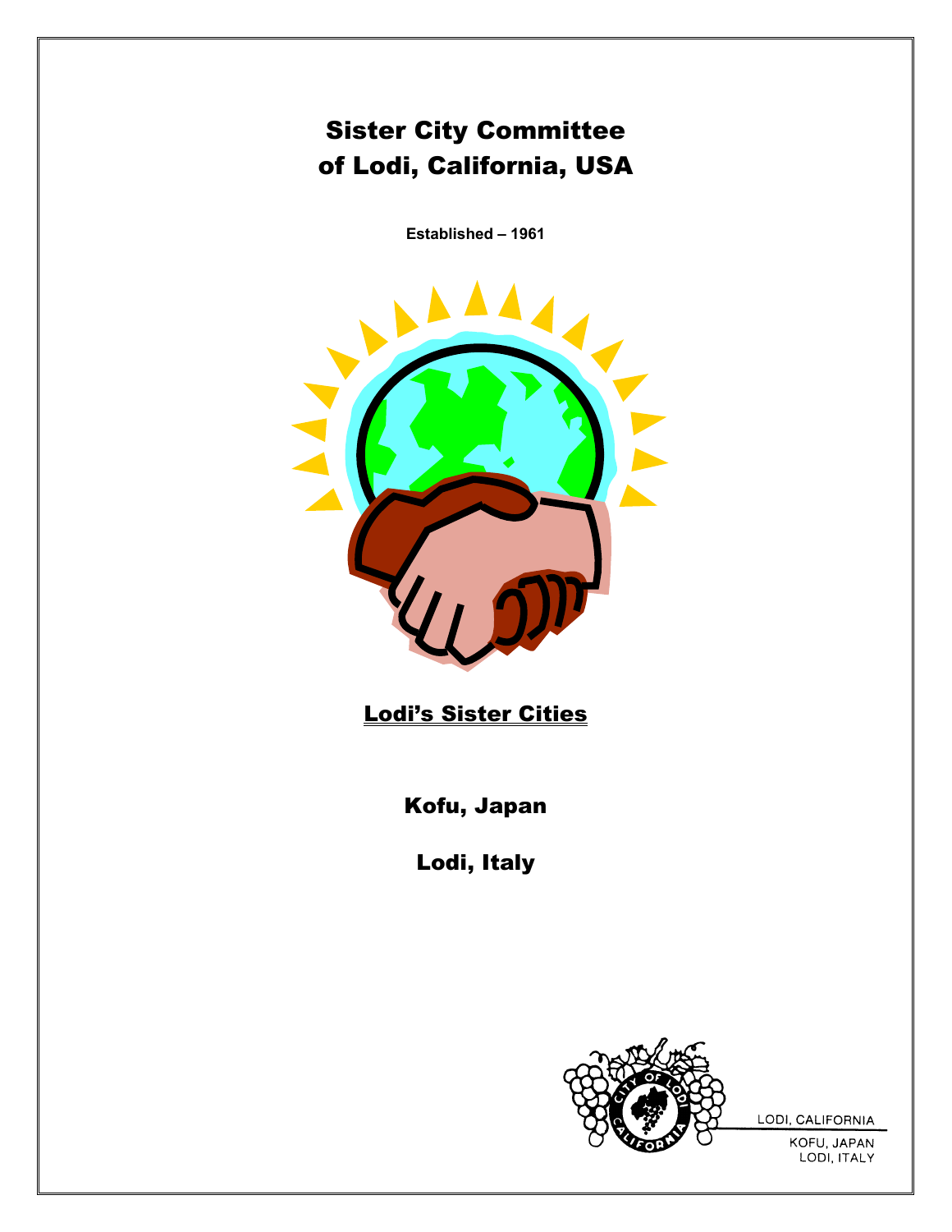# Sister City Committee of Lodi, California, USA

**Established – 1961**

## Lodi's Sister Cities

### Kofu, Japan

### Lodi, Italy

LODI, CALIFORNIA

KOFU, JAPAN
LODI, ITALY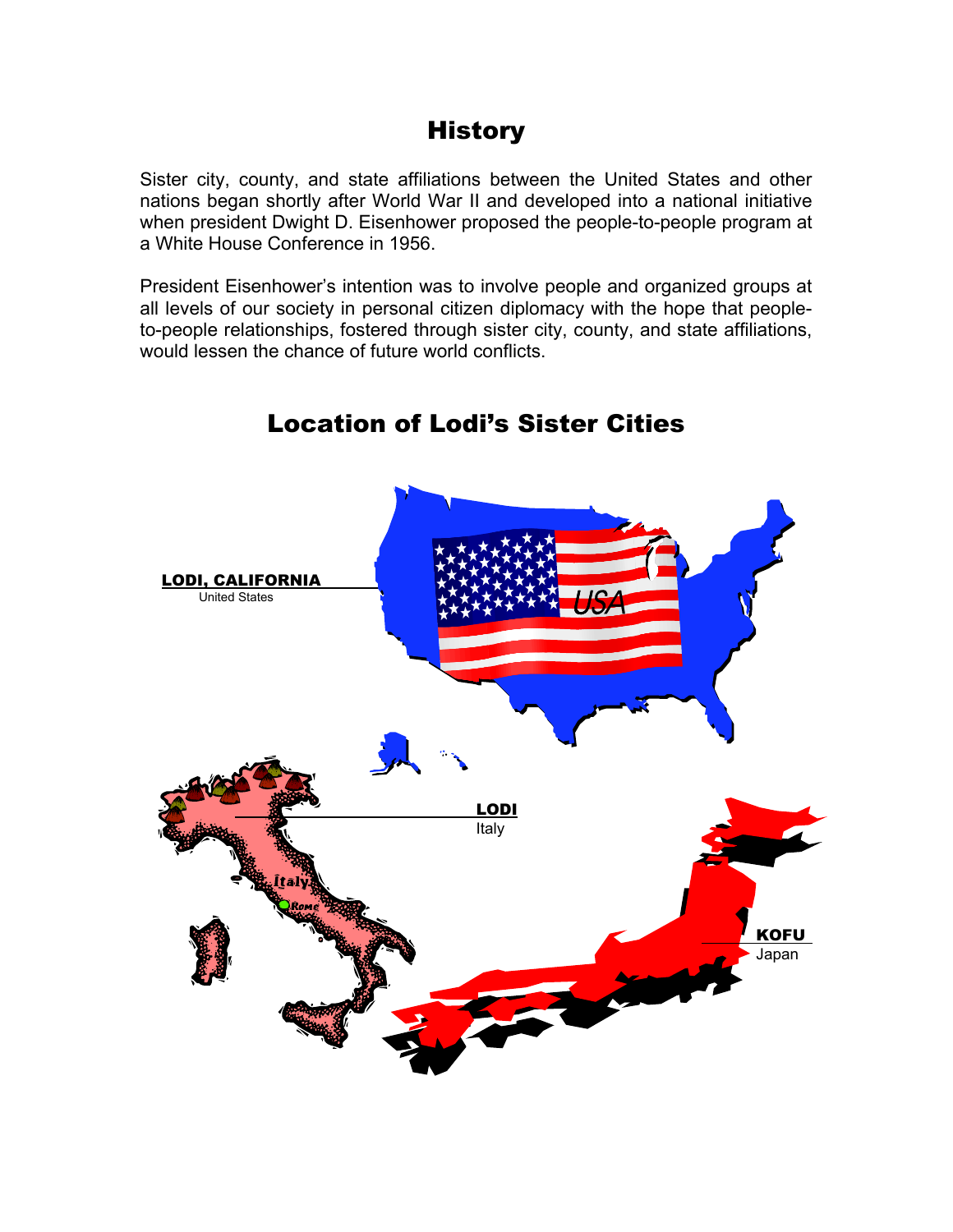# History

Sister city, county, and state affiliations between the United States and other nations began shortly after World War II and developed into a national initiative when president Dwight D. Eisenhower proposed the people-to-people program at a White House Conference in 1956.

President Eisenhower's intention was to involve people and organized groups at all levels of our society in personal citizen diplomacy with the hope that people-to-people relationships, fostered through sister city, county, and state affiliations, would lessen the chance of future world conflicts.

# Location of Lodi's Sister Cities

**LODI, CALIFORNIA**
United States

**LODI**
Italy

**KOFU**
Japan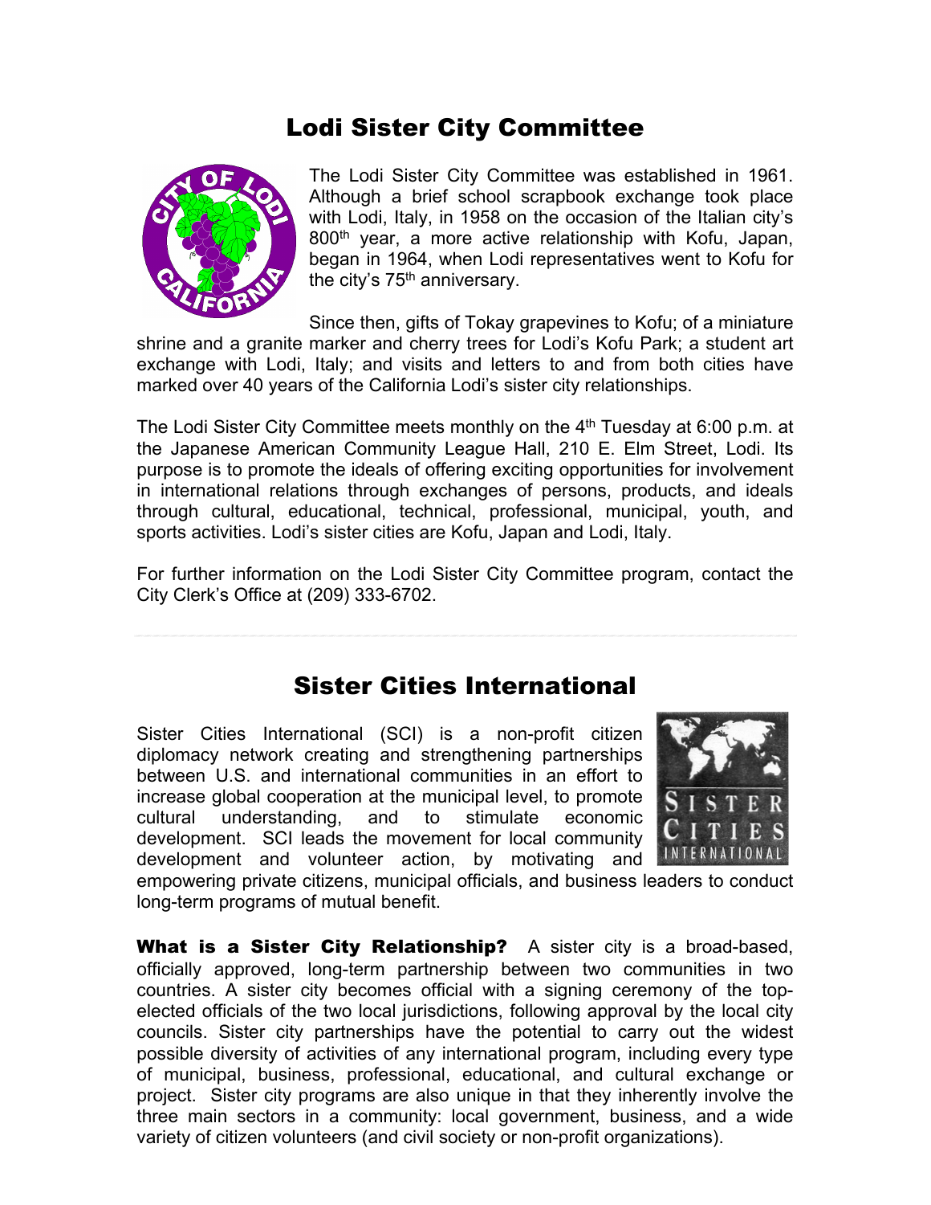## Lodi Sister City Committee

The Lodi Sister City Committee was established in 1961. Although a brief school scrapbook exchange took place with Lodi, Italy, in 1958 on the occasion of the Italian city's 800th year, a more active relationship with Kofu, Japan, began in 1964, when Lodi representatives went to Kofu for the city's 75th anniversary.

Since then, gifts of Tokay grapevines to Kofu; of a miniature shrine and a granite marker and cherry trees for Lodi's Kofu Park; a student art exchange with Lodi, Italy; and visits and letters to and from both cities have marked over 40 years of the California Lodi's sister city relationships.

The Lodi Sister City Committee meets monthly on the 4th Tuesday at 6:00 p.m. at the Japanese American Community League Hall, 210 E. Elm Street, Lodi. Its purpose is to promote the ideals of offering exciting opportunities for involvement in international relations through exchanges of persons, products, and ideals through cultural, educational, technical, professional, municipal, youth, and sports activities. Lodi's sister cities are Kofu, Japan and Lodi, Italy.

For further information on the Lodi Sister City Committee program, contact the City Clerk's Office at (209) 333-6702.

---

## Sister Cities International

Sister Cities International (SCI) is a non-profit citizen diplomacy network creating and strengthening partnerships between U.S. and international communities in an effort to increase global cooperation at the municipal level, to promote cultural understanding, and to stimulate economic development. SCI leads the movement for local community development and volunteer action, by motivating and empowering private citizens, municipal officials, and business leaders to conduct long-term programs of mutual benefit.

**What is a Sister City Relationship?** A sister city is a broad-based, officially approved, long-term partnership between two communities in two countries. A sister city becomes official with a signing ceremony of the top-elected officials of the two local jurisdictions, following approval by the local city councils. Sister city partnerships have the potential to carry out the widest possible diversity of activities of any international program, including every type of municipal, business, professional, educational, and cultural exchange or project. Sister city programs are also unique in that they inherently involve the three main sectors in a community: local government, business, and a wide variety of citizen volunteers (and civil society or non-profit organizations).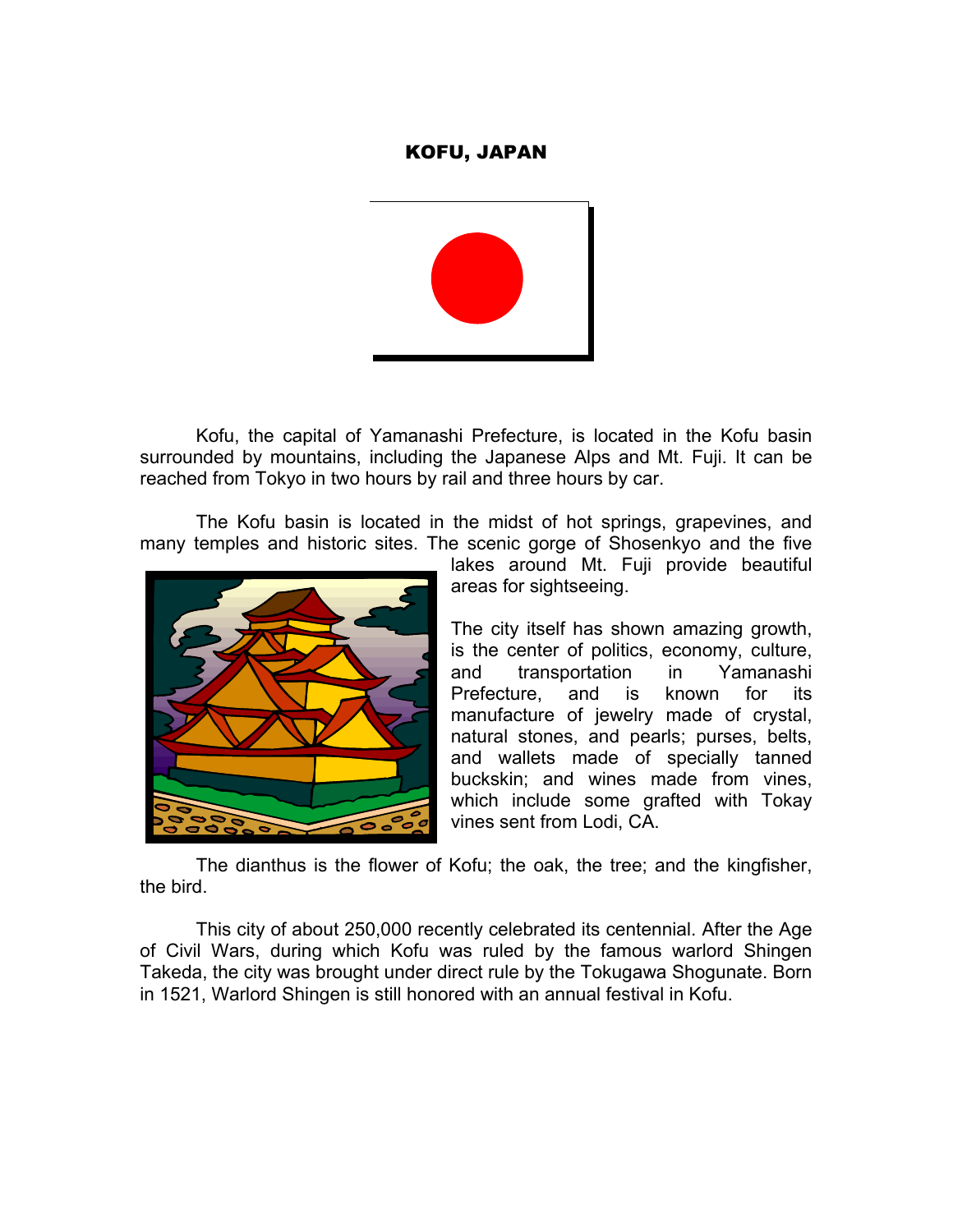# KOFU, JAPAN

Kofu, the capital of Yamanashi Prefecture, is located in the Kofu basin surrounded by mountains, including the Japanese Alps and Mt. Fuji. It can be reached from Tokyo in two hours by rail and three hours by car.

The Kofu basin is located in the midst of hot springs, grapevines, and many temples and historic sites. The scenic gorge of Shosenkyo and the five lakes around Mt. Fuji provide beautiful areas for sightseeing.

The city itself has shown amazing growth, is the center of politics, economy, culture, and transportation in Yamanashi Prefecture, and is known for its manufacture of jewelry made of crystal, natural stones, and pearls; purses, belts, and wallets made of specially tanned buckskin; and wines made from vines, which include some grafted with Tokay vines sent from Lodi, CA.

The dianthus is the flower of Kofu; the oak, the tree; and the kingfisher, the bird.

This city of about 250,000 recently celebrated its centennial. After the Age of Civil Wars, during which Kofu was ruled by the famous warlord Shingen Takeda, the city was brought under direct rule by the Tokugawa Shogunate. Born in 1521, Warlord Shingen is still honored with an annual festival in Kofu.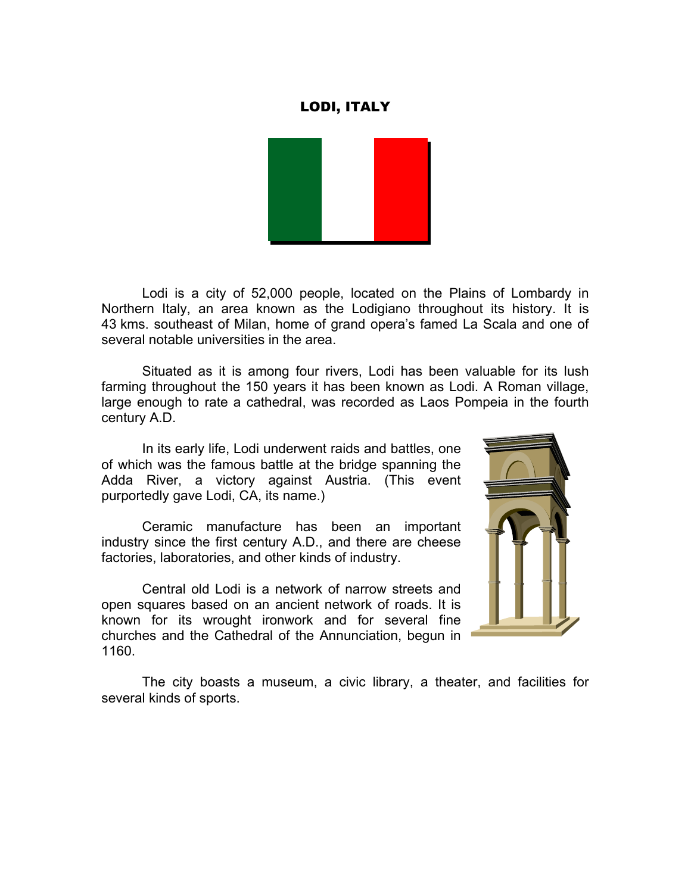# LODI, ITALY

Lodi is a city of 52,000 people, located on the Plains of Lombardy in Northern Italy, an area known as the Lodigiano throughout its history. It is 43 kms. southeast of Milan, home of grand opera's famed La Scala and one of several notable universities in the area.

Situated as it is among four rivers, Lodi has been valuable for its lush farming throughout the 150 years it has been known as Lodi. A Roman village, large enough to rate a cathedral, was recorded as Laos Pompeia in the fourth century A.D.

In its early life, Lodi underwent raids and battles, one of which was the famous battle at the bridge spanning the Adda River, a victory against Austria. (This event purportedly gave Lodi, CA, its name.)

Ceramic manufacture has been an important industry since the first century A.D., and there are cheese factories, laboratories, and other kinds of industry.

Central old Lodi is a network of narrow streets and open squares based on an ancient network of roads. It is known for its wrought ironwork and for several fine churches and the Cathedral of the Annunciation, begun in 1160.

The city boasts a museum, a civic library, a theater, and facilities for several kinds of sports.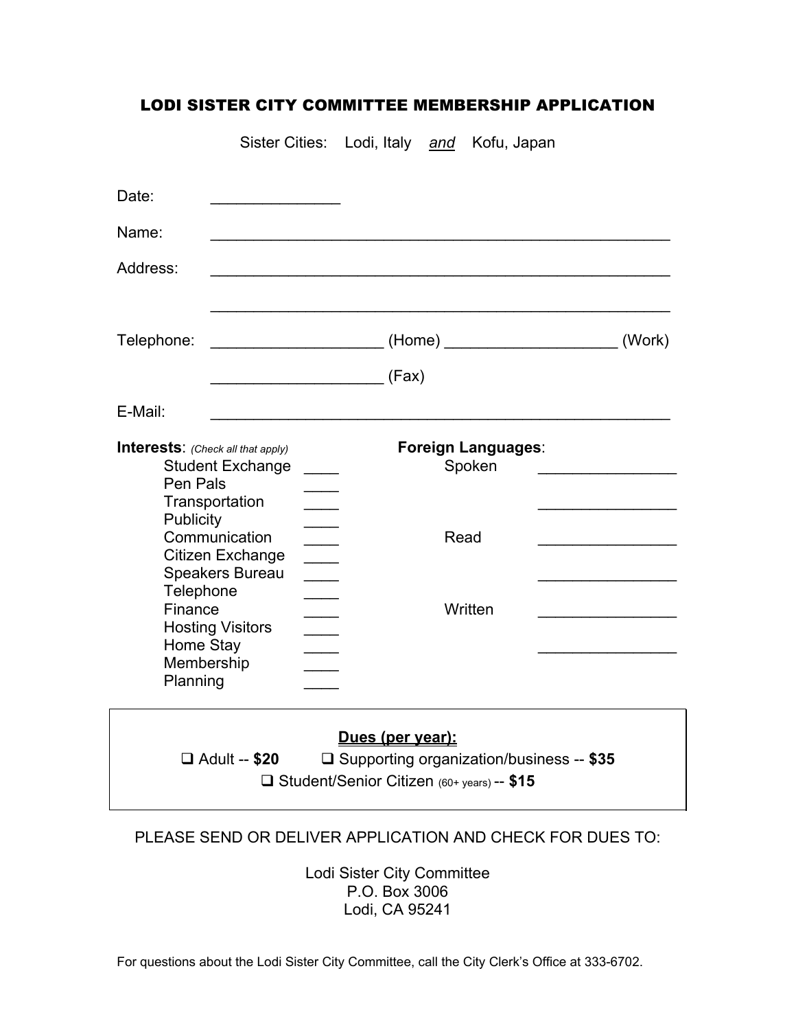# LODI SISTER CITY COMMITTEE MEMBERSHIP APPLICATION

Sister Cities: Lodi, Italy *and* Kofu, Japan

Date: ______________

Name: ______________________________________________________

Address: ______________________________________________________

______________________________________________________

Telephone: ____________________ (Home) ____________________ (Work)

____________________ (Fax)

E-Mail: ______________________________________________________

**Interests**: *(Check all that apply)*

- Student Exchange ____
- Pen Pals ____
- Transportation ____
- Publicity ____
- Communication ____
- Citizen Exchange ____
- Speakers Bureau ____
- Telephone ____
- Finance ____
- Hosting Visitors ____
- Home Stay ____
- Membership ____
- Planning ____

**Foreign Languages**:

Spoken ________________

________________

Read ________________

________________

Written ________________

________________

**Dues (per year):**

❑ Adult -- **$20** ❑ Supporting organization/business -- **$35**

❑ Student/Senior Citizen (60+ years) -- **$15**

PLEASE SEND OR DELIVER APPLICATION AND CHECK FOR DUES TO:

Lodi Sister City Committee
P.O. Box 3006
Lodi, CA 95241

For questions about the Lodi Sister City Committee, call the City Clerk's Office at 333-6702.